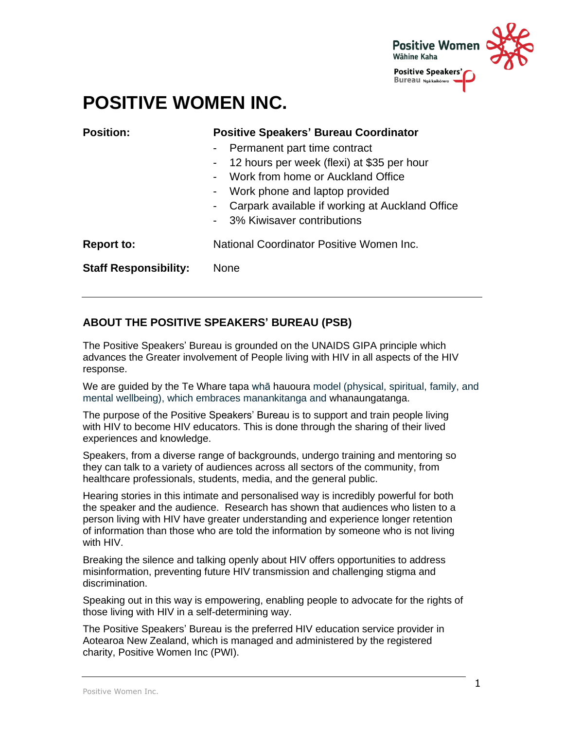# POSITIVE WOMEN INC.

| | |
|---|---|
| **Position:** | **Positive Speakers' Bureau Coordinator** |
| | - Permanent part time contract |
| | - 12 hours per week (flexi) at $35 per hour |
| | - Work from home or Auckland Office |
| | - Work phone and laptop provided |
| | - Carpark available if working at Auckland Office |
| | - 3% Kiwisaver contributions |
| **Report to:** | National Coordinator Positive Women Inc. |
| **Staff Responsibility:** | None |

---

## ABOUT THE POSITIVE SPEAKERS' BUREAU (PSB)

The Positive Speakers' Bureau is grounded on the UNAIDS GIPA principle which advances the Greater involvement of People living with HIV in all aspects of the HIV response.

We are guided by the Te Whare tapa whā hauoura model (physical, spiritual, family, and mental wellbeing), which embraces manankitanga and whanaungatanga.

The purpose of the Positive Speakers' Bureau is to support and train people living with HIV to become HIV educators. This is done through the sharing of their lived experiences and knowledge.

Speakers, from a diverse range of backgrounds, undergo training and mentoring so they can talk to a variety of audiences across all sectors of the community, from healthcare professionals, students, media, and the general public.

Hearing stories in this intimate and personalised way is incredibly powerful for both the speaker and the audience. Research has shown that audiences who listen to a person living with HIV have greater understanding and experience longer retention of information than those who are told the information by someone who is not living with HIV.

Breaking the silence and talking openly about HIV offers opportunities to address misinformation, preventing future HIV transmission and challenging stigma and discrimination.

Speaking out in this way is empowering, enabling people to advocate for the rights of those living with HIV in a self-determining way.

The Positive Speakers' Bureau is the preferred HIV education service provider in Aotearoa New Zealand, which is managed and administered by the registered charity, Positive Women Inc (PWI).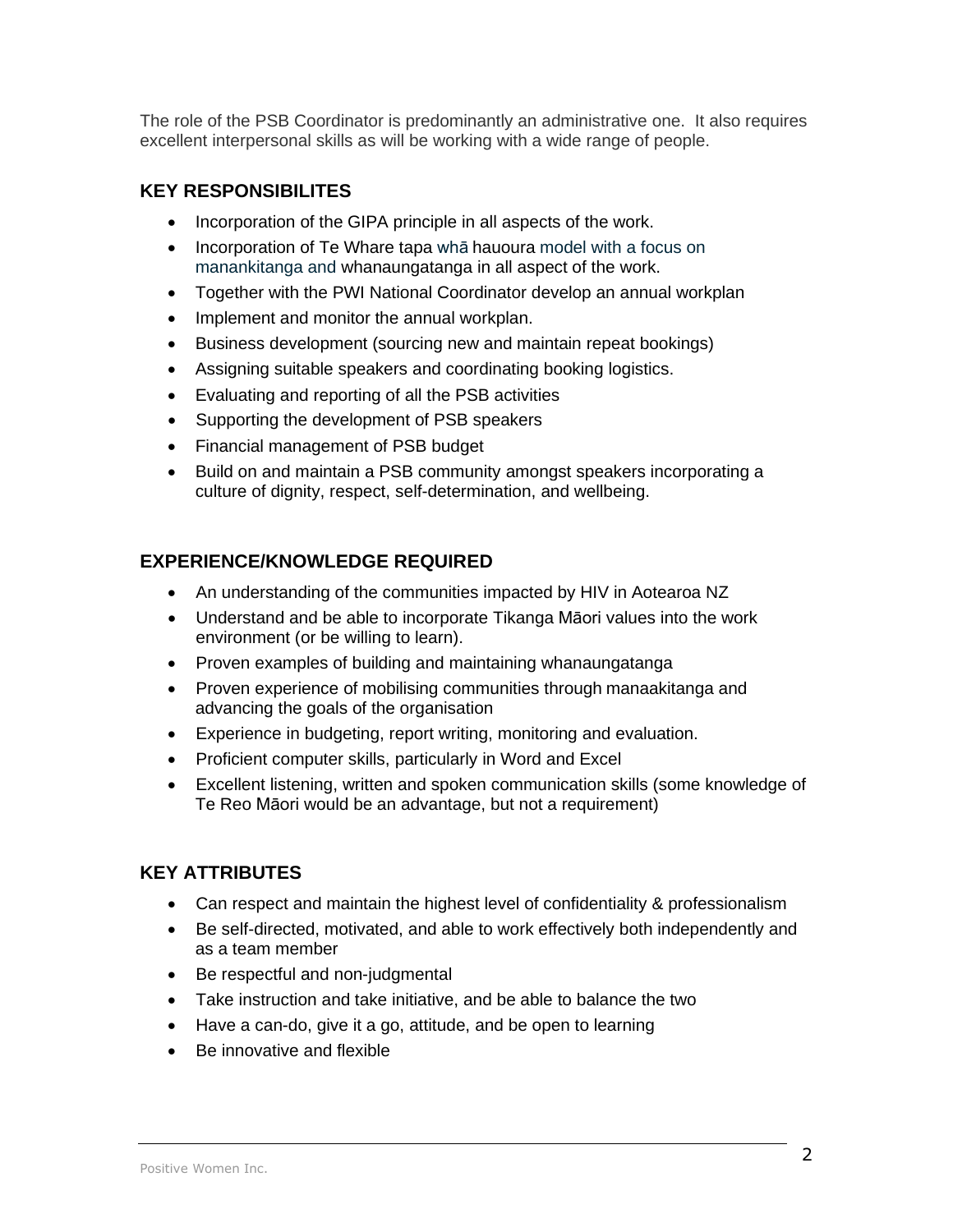The role of the PSB Coordinator is predominantly an administrative one. It also requires excellent interpersonal skills as will be working with a wide range of people.

## KEY RESPONSIBILITES

- Incorporation of the GIPA principle in all aspects of the work.
- Incorporation of Te Whare tapa whā hauoura model with a focus on manankitanga and whanaungatanga in all aspect of the work.
- Together with the PWI National Coordinator develop an annual workplan
- Implement and monitor the annual workplan.
- Business development (sourcing new and maintain repeat bookings)
- Assigning suitable speakers and coordinating booking logistics.
- Evaluating and reporting of all the PSB activities
- Supporting the development of PSB speakers
- Financial management of PSB budget
- Build on and maintain a PSB community amongst speakers incorporating a culture of dignity, respect, self-determination, and wellbeing.

## EXPERIENCE/KNOWLEDGE REQUIRED

- An understanding of the communities impacted by HIV in Aotearoa NZ
- Understand and be able to incorporate Tikanga Māori values into the work environment (or be willing to learn).
- Proven examples of building and maintaining whanaungatanga
- Proven experience of mobilising communities through manaakitanga and advancing the goals of the organisation
- Experience in budgeting, report writing, monitoring and evaluation.
- Proficient computer skills, particularly in Word and Excel
- Excellent listening, written and spoken communication skills (some knowledge of Te Reo Māori would be an advantage, but not a requirement)

## KEY ATTRIBUTES

- Can respect and maintain the highest level of confidentiality & professionalism
- Be self-directed, motivated, and able to work effectively both independently and as a team member
- Be respectful and non-judgmental
- Take instruction and take initiative, and be able to balance the two
- Have a can-do, give it a go, attitude, and be open to learning
- Be innovative and flexible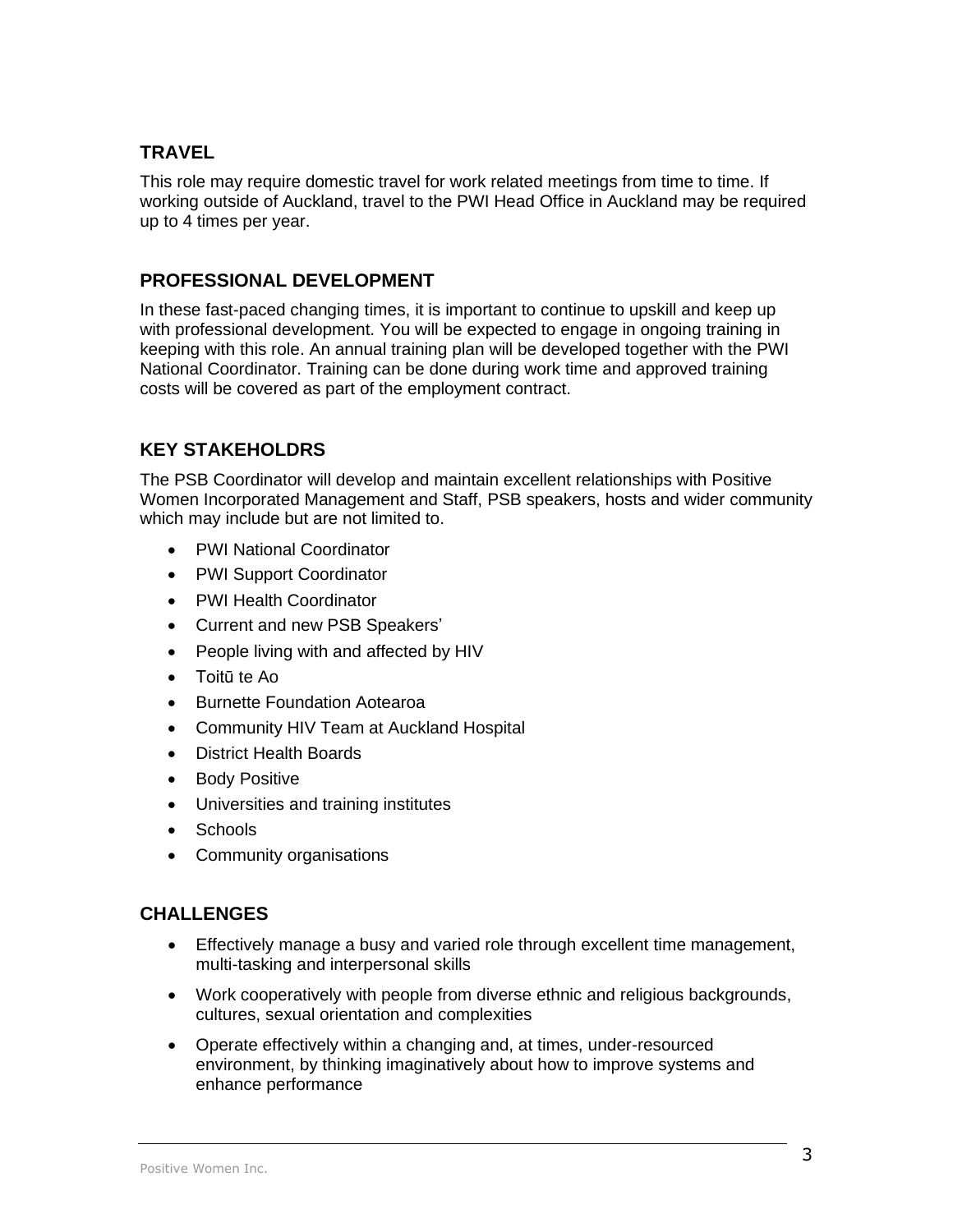## TRAVEL

This role may require domestic travel for work related meetings from time to time. If working outside of Auckland, travel to the PWI Head Office in Auckland may be required up to 4 times per year.

## PROFESSIONAL DEVELOPMENT

In these fast-paced changing times, it is important to continue to upskill and keep up with professional development. You will be expected to engage in ongoing training in keeping with this role. An annual training plan will be developed together with the PWI National Coordinator. Training can be done during work time and approved training costs will be covered as part of the employment contract.

## KEY STAKEHOLDRS

The PSB Coordinator will develop and maintain excellent relationships with Positive Women Incorporated Management and Staff, PSB speakers, hosts and wider community which may include but are not limited to.

- PWI National Coordinator
- PWI Support Coordinator
- PWI Health Coordinator
- Current and new PSB Speakers’
- People living with and affected by HIV
- Toitū te Ao
- Burnette Foundation Aotearoa
- Community HIV Team at Auckland Hospital
- District Health Boards
- Body Positive
- Universities and training institutes
- Schools
- Community organisations

## CHALLENGES

- Effectively manage a busy and varied role through excellent time management, multi-tasking and interpersonal skills
- Work cooperatively with people from diverse ethnic and religious backgrounds, cultures, sexual orientation and complexities
- Operate effectively within a changing and, at times, under-resourced environment, by thinking imaginatively about how to improve systems and enhance performance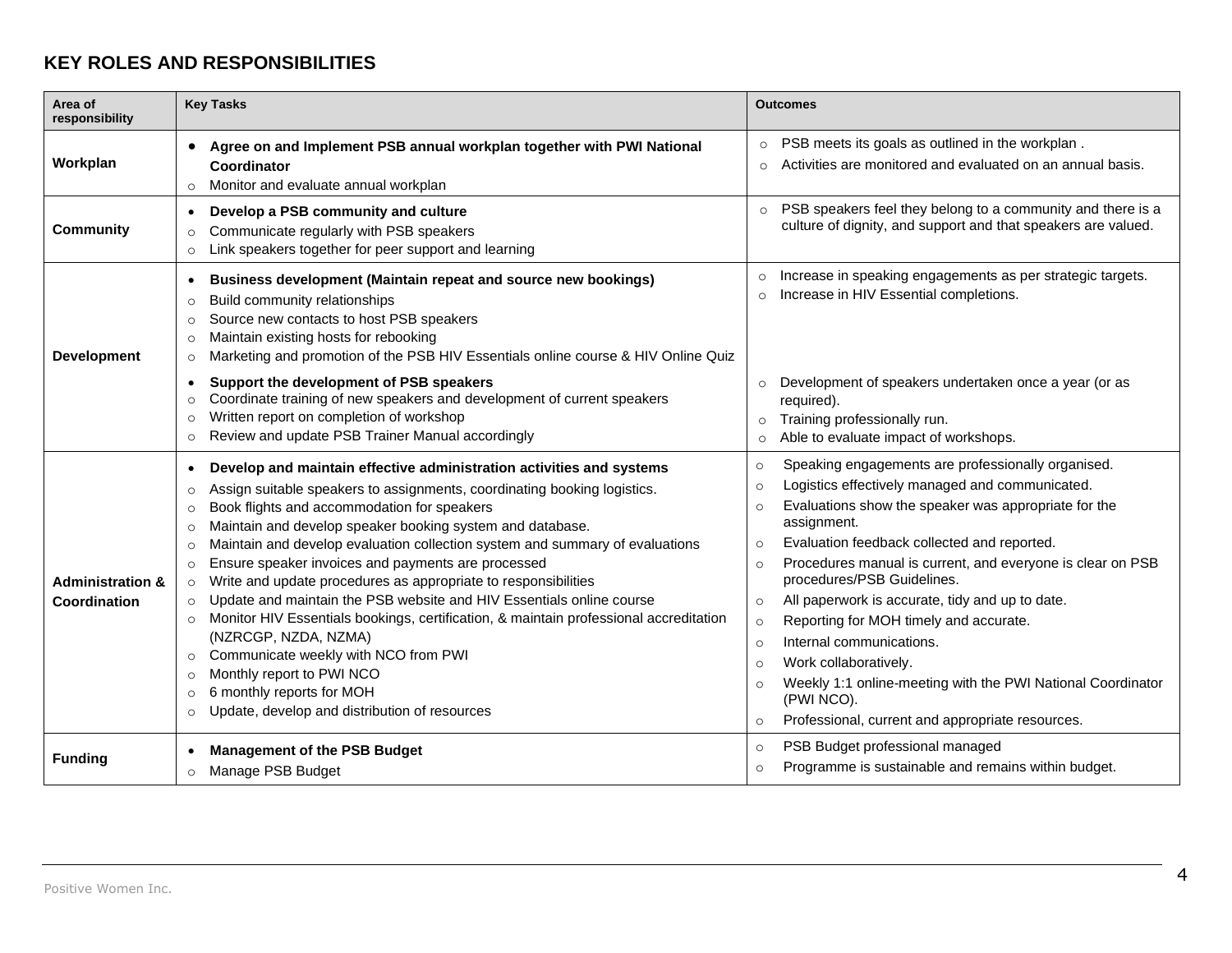## KEY ROLES AND RESPONSIBILITIES

| Area of responsibility | Key Tasks | Outcomes |
|---|---|---|
| **Workplan** | • **Agree on and Implement PSB annual workplan together with PWI National Coordinator**<br>○ Monitor and evaluate annual workplan | ○ PSB meets its goals as outlined in the workplan .<br>○ Activities are monitored and evaluated on an annual basis. |
| **Community** | • **Develop a PSB community and culture**<br>○ Communicate regularly with PSB speakers<br>○ Link speakers together for peer support and learning | ○ PSB speakers feel they belong to a community and there is a culture of dignity, and support and that speakers are valued. |
| **Development** | • **Business development (Maintain repeat and source new bookings)**<br>○ Build community relationships<br>○ Source new contacts to host PSB speakers<br>○ Maintain existing hosts for rebooking<br>○ Marketing and promotion of the PSB HIV Essentials online course & HIV Online Quiz<br>• **Support the development of PSB speakers**<br>○ Coordinate training of new speakers and development of current speakers<br>○ Written report on completion of workshop<br>○ Review and update PSB Trainer Manual accordingly | ○ Increase in speaking engagements as per strategic targets.<br>○ Increase in HIV Essential completions.<br>○ Development of speakers undertaken once a year (or as required).<br>○ Training professionally run.<br>○ Able to evaluate impact of workshops. |
| **Administration & Coordination** | • **Develop and maintain effective administration activities and systems**<br>○ Assign suitable speakers to assignments, coordinating booking logistics.<br>○ Book flights and accommodation for speakers<br>○ Maintain and develop speaker booking system and database.<br>○ Maintain and develop evaluation collection system and summary of evaluations<br>○ Ensure speaker invoices and payments are processed<br>○ Write and update procedures as appropriate to responsibilities<br>○ Update and maintain the PSB website and HIV Essentials online course<br>○ Monitor HIV Essentials bookings, certification, & maintain professional accreditation (NZRCGP, NZDA, NZMA)<br>○ Communicate weekly with NCO from PWI<br>○ Monthly report to PWI NCO<br>○ 6 monthly reports for MOH<br>○ Update, develop and distribution of resources | ○ Speaking engagements are professionally organised.<br>○ Logistics effectively managed and communicated.<br>○ Evaluations show the speaker was appropriate for the assignment.<br>○ Evaluation feedback collected and reported.<br>○ Procedures manual is current, and everyone is clear on PSB procedures/PSB Guidelines.<br>○ All paperwork is accurate, tidy and up to date.<br>○ Reporting for MOH timely and accurate.<br>○ Internal communications.<br>○ Work collaboratively.<br>○ Weekly 1:1 online-meeting with the PWI National Coordinator (PWI NCO).<br>○ Professional, current and appropriate resources. |
| **Funding** | • **Management of the PSB Budget**<br>○ Manage PSB Budget | ○ PSB Budget professional managed<br>○ Programme is sustainable and remains within budget. |